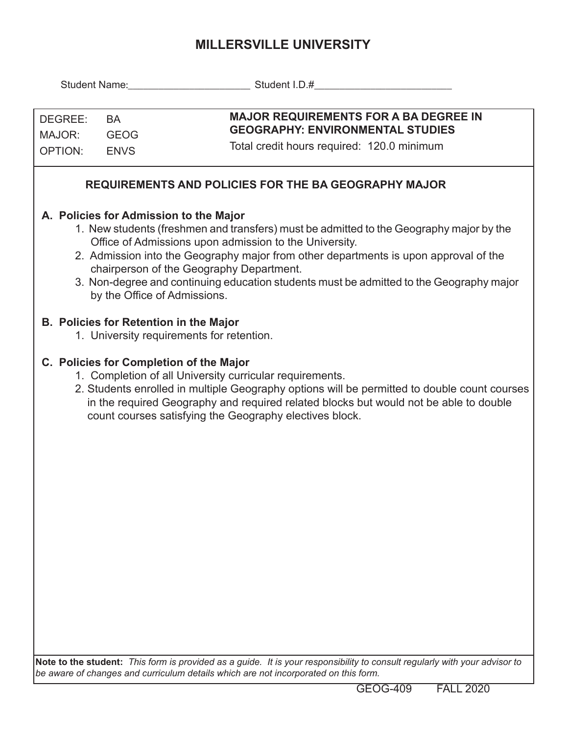# MILLERSVILLE UNIVERSITY

Student Name:______________________ Student I.D.#_________________________

| | | |
|---|---|---|
| DEGREE: | BA | **MAJOR REQUIREMENTS FOR A BA DEGREE IN GEOGRAPHY: ENVIRONMENTAL STUDIES** |
| MAJOR: | GEOG | Total credit hours required: 120.0 minimum |
| OPTION: | ENVS | |

## REQUIREMENTS AND POLICIES FOR THE BA GEOGRAPHY MAJOR

### A. Policies for Admission to the Major

1. New students (freshmen and transfers) must be admitted to the Geography major by the Office of Admissions upon admission to the University.
2. Admission into the Geography major from other departments is upon approval of the chairperson of the Geography Department.
3. Non-degree and continuing education students must be admitted to the Geography major by the Office of Admissions.

### B. Policies for Retention in the Major

1. University requirements for retention.

### C. Policies for Completion of the Major

1. Completion of all University curricular requirements.
2. Students enrolled in multiple Geography options will be permitted to double count courses in the required Geography and required related blocks but would not be able to double count courses satisfying the Geography electives block.

**Note to the student:** *This form is provided as a guide. It is your responsibility to consult regularly with your advisor to be aware of changes and curriculum details which are not incorporated on this form.*

GEOG-409 FALL 2020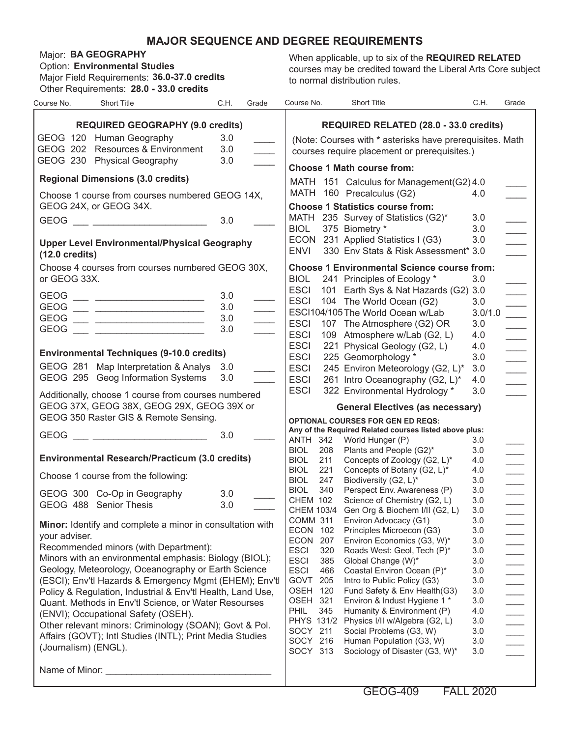# MAJOR SEQUENCE AND DEGREE REQUIREMENTS

Major: **BA GEOGRAPHY**
Option: **Environmental Studies**
Major Field Requirements: **36.0-37.0 credits**
Other Requirements: **28.0 - 33.0 credits**

When applicable, up to six of the **REQUIRED RELATED** courses may be credited toward the Liberal Arts Core subject to normal distribution rules.

## REQUIRED GEOGRAPHY (9.0 credits)

| Course No. | Short Title | C.H. | Grade |
|---|---|---|---|
| GEOG 120 | Human Geography | 3.0 | ____ |
| GEOG 202 | Resources & Environment | 3.0 | ____ |
| GEOG 230 | Physical Geography | 3.0 | ____ |

### Regional Dimensions (3.0 credits)

Choose 1 course from courses numbered GEOG 14X, GEOG 24X, or GEOG 34X.

| Course No. | Short Title | C.H. | Grade |
|---|---|---|---|
| GEOG ___ | ____________________ | 3.0 | ____ |

### Upper Level Environmental/Physical Geography (12.0 credits)

Choose 4 courses from courses numbered GEOG 30X, or GEOG 33X.

| Course No. | Short Title | C.H. | Grade |
|---|---|---|---|
| GEOG ___ | ____________________ | 3.0 | ____ |
| GEOG ___ | ____________________ | 3.0 | ____ |
| GEOG ___ | ____________________ | 3.0 | ____ |
| GEOG ___ | ____________________ | 3.0 | ____ |

### Environmental Techniques (9-10.0 credits)

| Course No. | Short Title | C.H. | Grade |
|---|---|---|---|
| GEOG 281 | Map Interpretation & Analys | 3.0 | ____ |
| GEOG 295 | Geog Information Systems | 3.0 | ____ |

Additionally, choose 1 course from courses numbered GEOG 37X, GEOG 38X, GEOG 29X, GEOG 39X or GEOG 350 Raster GIS & Remote Sensing.

| Course No. | Short Title | C.H. | Grade |
|---|---|---|---|
| GEOG ___ | ____________________ | 3.0 | ____ |

### Environmental Research/Practicum (3.0 credits)

Choose 1 course from the following:

| Course No. | Short Title | C.H. | Grade |
|---|---|---|---|
| GEOG 300 | Co-Op in Geography | 3.0 | ____ |
| GEOG 488 | Senior Thesis | 3.0 | ____ |

**Minor:** Identify and complete a minor in consultation with your adviser.
Recommended minors (with Department):
Minors with an environmental emphasis: Biology (BIOL); Geology, Meteorology, Oceanography or Earth Science (ESCI); Env'tl Hazards & Emergency Mgmt (EHEM); Env'tl Policy & Regulation, Industrial & Env'tl Health, Land Use, Quant. Methods in Env'tl Science, or Water Resourses (ENVI); Occupational Safety (OSEH).
Other relevant minors: Criminology (SOAN); Govt & Pol. Affairs (GOVT); Intl Studies (INTL); Print Media Studies (Journalism) (ENGL).

Name of Minor: ________________________________

## REQUIRED RELATED (28.0 - 33.0 credits)

(Note: Courses with * asterisks have prerequisites. Math courses require placement or prerequisites.)

### Choose 1 Math course from:

| Course No. | Short Title | C.H. | Grade |
|---|---|---|---|
| MATH 151 | Calculus for Management(G2) | 4.0 | ____ |
| MATH 160 | Precalculus (G2) | 4.0 | ____ |

### Choose 1 Statistics course from:

| Course No. | Short Title | C.H. | Grade |
|---|---|---|---|
| MATH 235 | Survey of Statistics (G2)* | 3.0 | ____ |
| BIOL 375 | Biometry * | 3.0 | ____ |
| ECON 231 | Applied Statistics I (G3) | 3.0 | ____ |
| ENVI 330 | Env Stats & Risk Assessment* | 3.0 | ____ |

### Choose 1 Environmental Science course from:

| Course No. | Short Title | C.H. | Grade |
|---|---|---|---|
| BIOL 241 | Principles of Ecology * | 3.0 | ____ |
| ESCI 101 | Earth Sys & Nat Hazards (G2) | 3.0 | ____ |
| ESCI 104 | The World Ocean (G2) | 3.0 | ____ |
| ESCI104/105 | The World Ocean w/Lab | 3.0/1.0 | ____ |
| ESCI 107 | The Atmosphere (G2) OR | 3.0 | ____ |
| ESCI 109 | Atmosphere w/Lab (G2, L) | 4.0 | ____ |
| ESCI 221 | Physical Geology (G2, L) | 4.0 | ____ |
| ESCI 225 | Geomorphology * | 3.0 | ____ |
| ESCI 245 | Environ Meteorology (G2, L)* | 3.0 | ____ |
| ESCI 261 | Intro Oceanography (G2, L)* | 4.0 | ____ |
| ESCI 322 | Environmental Hydrology * | 3.0 | ____ |

### General Electives (as necessary)

**OPTIONAL COURSES FOR GEN ED REQS:**
**Any of the Required Related courses listed above plus:**

| Course No. | Short Title | C.H. | Grade |
|---|---|---|---|
| ANTH 342 | World Hunger (P) | 3.0 | ____ |
| BIOL 208 | Plants and People (G2)* | 3.0 | ____ |
| BIOL 211 | Concepts of Zoology (G2, L)* | 4.0 | ____ |
| BIOL 221 | Concepts of Botany (G2, L)* | 4.0 | ____ |
| BIOL 247 | Biodiversity (G2, L)* | 3.0 | ____ |
| BIOL 340 | Perspect Env. Awareness (P) | 3.0 | ____ |
| CHEM 102 | Science of Chemistry (G2, L) | 3.0 | ____ |
| CHEM 103/4 | Gen Org & Biochem I/II (G2, L) | 3.0 | ____ |
| COMM 311 | Environ Advocacy (G1) | 3.0 | ____ |
| ECON 102 | Principles Microecon (G3) | 3.0 | ____ |
| ECON 207 | Environ Economics (G3, W)* | 3.0 | ____ |
| ESCI 320 | Roads West: Geol, Tech (P)* | 3.0 | ____ |
| ESCI 385 | Global Change (W)* | 3.0 | ____ |
| ESCI 466 | Coastal Environ Ocean (P)* | 3.0 | ____ |
| GOVT 205 | Intro to Public Policy (G3) | 3.0 | ____ |
| OSEH 120 | Fund Safety & Env Health(G3) | 3.0 | ____ |
| OSEH 321 | Environ & Indust Hygiene 1 * | 3.0 | ____ |
| PHIL 345 | Humanity & Environment (P) | 4.0 | ____ |
| PHYS 131/2 | Physics I/II w/Algebra (G2, L) | 3.0 | ____ |
| SOCY 211 | Social Problems (G3, W) | 3.0 | ____ |
| SOCY 216 | Human Population (G3, W) | 3.0 | ____ |
| SOCY 313 | Sociology of Disaster (G3, W)* | 3.0 | ____ |

GEOG-409 FALL 2020